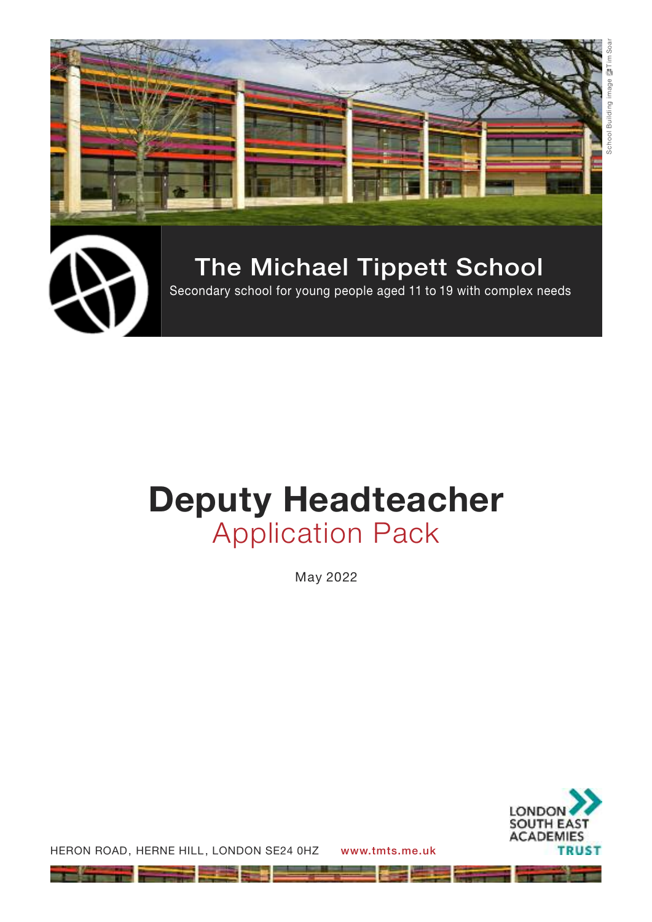School Building image © Tim Soar

# The Michael Tippett School

Secondary school for young people aged 11 to 19 with complex needs

# Deputy Headteacher

## Application Pack

May 2022

LONDON SOUTH EAST ACADEMIES TRUST

HERON ROAD, HERNE HILL, LONDON SE24 0HZ www.tmts.me.uk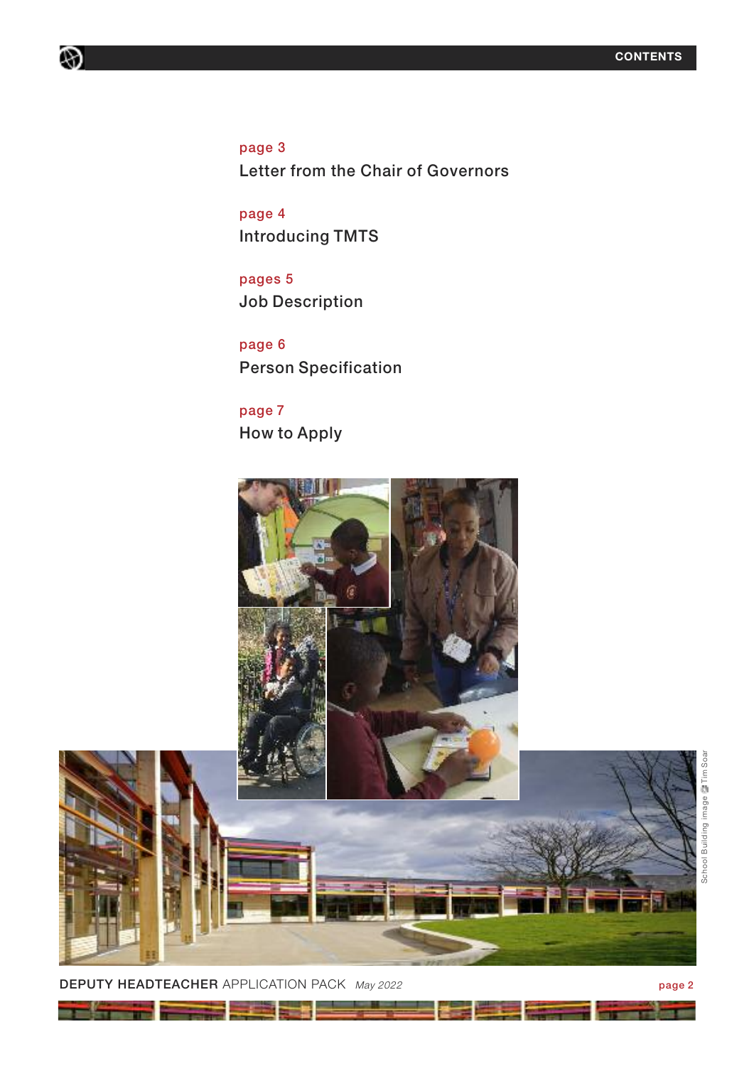# CONTENTS

page 3
Letter from the Chair of Governors

page 4
Introducing TMTS

pages 5
Job Description

page 6
Person Specification

page 7
How to Apply

School Building image © Tim Soar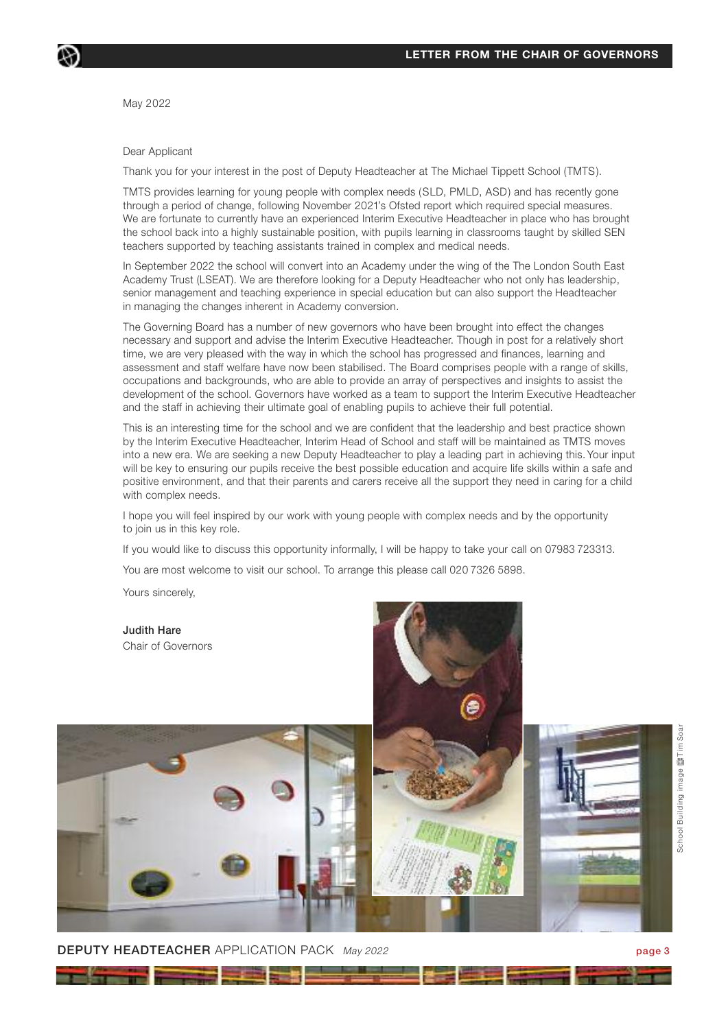# LETTER FROM THE CHAIR OF GOVERNORS

May 2022

Dear Applicant

Thank you for your interest in the post of Deputy Headteacher at The Michael Tippett School (TMTS).

TMTS provides learning for young people with complex needs (SLD, PMLD, ASD) and has recently gone through a period of change, following November 2021's Ofsted report which required special measures. We are fortunate to currently have an experienced Interim Executive Headteacher in place who has brought the school back into a highly sustainable position, with pupils learning in classrooms taught by skilled SEN teachers supported by teaching assistants trained in complex and medical needs.

In September 2022 the school will convert into an Academy under the wing of the The London South East Academy Trust (LSEAT). We are therefore looking for a Deputy Headteacher who not only has leadership, senior management and teaching experience in special education but can also support the Headteacher in managing the changes inherent in Academy conversion.

The Governing Board has a number of new governors who have been brought into effect the changes necessary and support and advise the Interim Executive Headteacher. Though in post for a relatively short time, we are very pleased with the way in which the school has progressed and finances, learning and assessment and staff welfare have now been stabilised. The Board comprises people with a range of skills, occupations and backgrounds, who are able to provide an array of perspectives and insights to assist the development of the school. Governors have worked as a team to support the Interim Executive Headteacher and the staff in achieving their ultimate goal of enabling pupils to achieve their full potential.

This is an interesting time for the school and we are confident that the leadership and best practice shown by the Interim Executive Headteacher, Interim Head of School and staff will be maintained as TMTS moves into a new era. We are seeking a new Deputy Headteacher to play a leading part in achieving this. Your input will be key to ensuring our pupils receive the best possible education and acquire life skills within a safe and positive environment, and that their parents and carers receive all the support they need in caring for a child with complex needs.

I hope you will feel inspired by our work with young people with complex needs and by the opportunity to join us in this key role.

If you would like to discuss this opportunity informally, I will be happy to take your call on 07983 723313.

You are most welcome to visit our school. To arrange this please call 020 7326 5898.

Yours sincerely,

**Judith Hare**
Chair of Governors

School Building image © Tim Soar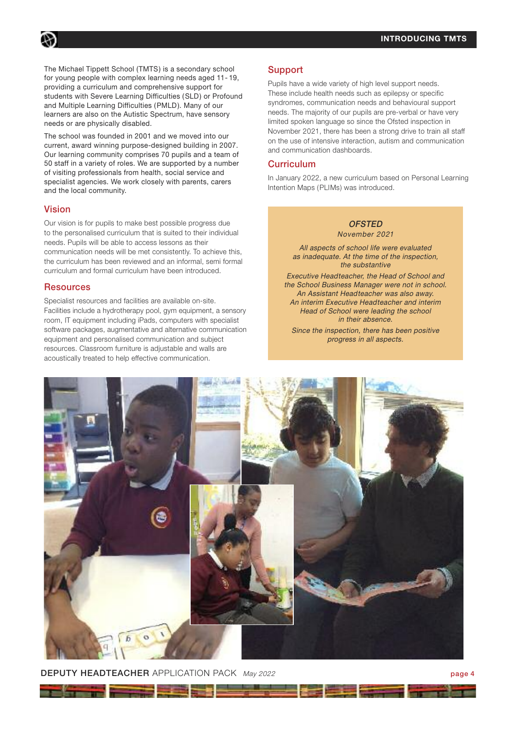The Michael Tippett School (TMTS) is a secondary school for young people with complex learning needs aged 11 - 19, providing a curriculum and comprehensive support for students with Severe Learning Difficulties (SLD) or Profound and Multiple Learning Difficulties (PMLD). Many of our learners are also on the Autistic Spectrum, have sensory needs or are physically disabled.

The school was founded in 2001 and we moved into our current, award winning purpose-designed building in 2007. Our learning community comprises 70 pupils and a team of 50 staff in a variety of roles. We are supported by a number of visiting professionals from health, social service and specialist agencies. We work closely with parents, carers and the local community.

## Vision

Our vision is for pupils to make best possible progress due to the personalised curriculum that is suited to their individual needs. Pupils will be able to access lessons as their communication needs will be met consistently. To achieve this, the curriculum has been reviewed and an informal, semi formal curriculum and formal curriculum have been introduced.

## Resources

Specialist resources and facilities are available on-site. Facilities include a hydrotherapy pool, gym equipment, a sensory room, IT equipment including iPads, computers with specialist software packages, augmentative and alternative communication equipment and personalised communication and subject resources. Classroom furniture is adjustable and walls are acoustically treated to help effective communication.

## Support

Pupils have a wide variety of high level support needs. These include health needs such as epilepsy or specific syndromes, communication needs and behavioural support needs. The majority of our pupils are pre-verbal or have very limited spoken language so since the Ofsted inspection in November 2021, there has been a strong drive to train all staff on the use of intensive interaction, autism and communication and communication dashboards.

## Curriculum

In January 2022, a new curriculum based on Personal Learning Intention Maps (PLIMs) was introduced.

***OFSTED***

*November 2021*

*All aspects of school life were evaluated as inadequate. At the time of the inspection, the substantive*

*Executive Headteacher, the Head of School and the School Business Manager were not in school. An Assistant Headteacher was also away. An interim Executive Headteacher and interim Head of School were leading the school in their absence.*

*Since the inspection, there has been positive progress in all aspects.*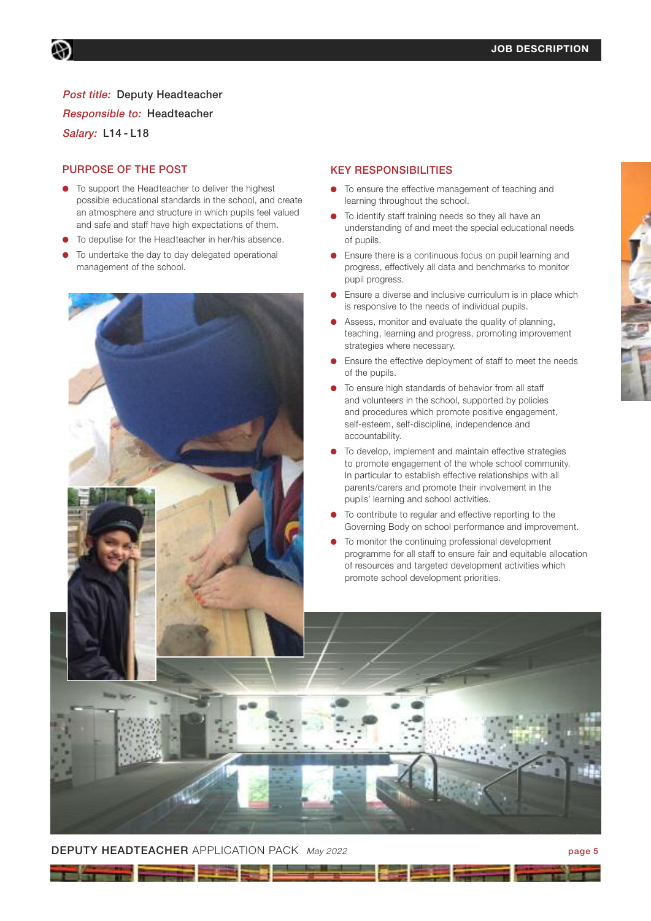# JOB DESCRIPTION

*Post title:* Deputy Headteacher

*Responsible to:* Headteacher

*Salary:* L14 - L18

## PURPOSE OF THE POST

- To support the Headteacher to deliver the highest possible educational standards in the school, and create an atmosphere and structure in which pupils feel valued and safe and staff have high expectations of them.
- To deputise for the Headteacher in her/his absence.
- To undertake the day to day delegated operational management of the school.

## KEY RESPONSIBILITIES

- To ensure the effective management of teaching and learning throughout the school.
- To identify staff training needs so they all have an understanding of and meet the special educational needs of pupils.
- Ensure there is a continuous focus on pupil learning and progress, effectively all data and benchmarks to monitor pupil progress.
- Ensure a diverse and inclusive curriculum is in place which is responsive to the needs of individual pupils.
- Assess, monitor and evaluate the quality of planning, teaching, learning and progress, promoting improvement strategies where necessary.
- Ensure the effective deployment of staff to meet the needs of the pupils.
- To ensure high standards of behavior from all staff and volunteers in the school, supported by policies and procedures which promote positive engagement, self-esteem, self-discipline, independence and accountability.
- To develop, implement and maintain effective strategies to promote engagement of the whole school community. In particular to establish effective relationships with all parents/carers and promote their involvement in the pupils' learning and school activities.
- To contribute to regular and effective reporting to the Governing Body on school performance and improvement.
- To monitor the continuing professional development programme for all staff to ensure fair and equitable allocation of resources and targeted development activities which promote school development priorities.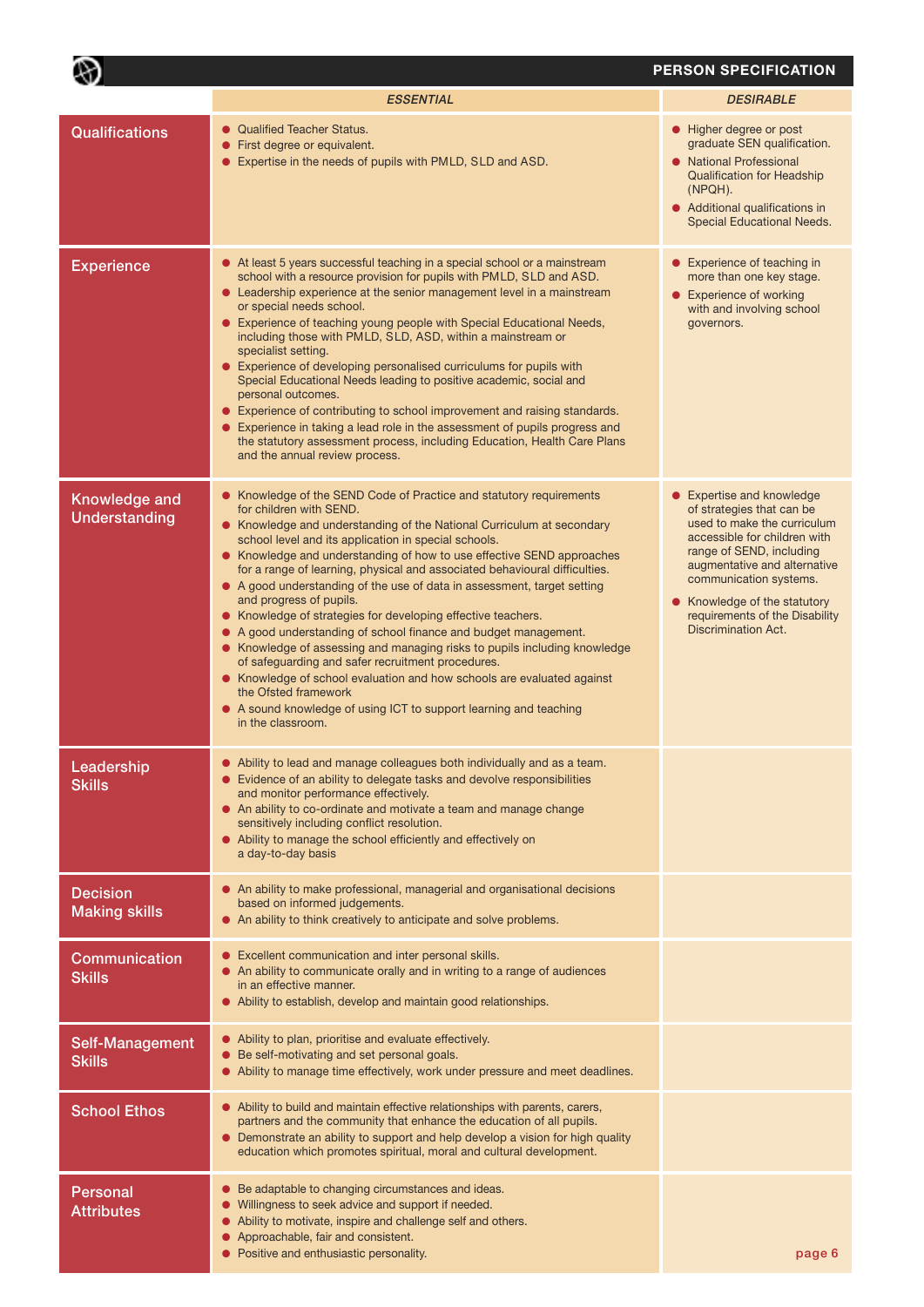# PERSON SPECIFICATION

| | ESSENTIAL | DESIRABLE |
|---|---|---|
| **Qualifications** | • Qualified Teacher Status.<br>• First degree or equivalent.<br>• Expertise in the needs of pupils with PMLD, SLD and ASD. | • Higher degree or post graduate SEN qualification.<br>• National Professional Qualification for Headship (NPQH).<br>• Additional qualifications in Special Educational Needs. |
| **Experience** | • At least 5 years successful teaching in a special school or a mainstream school with a resource provision for pupils with PMLD, SLD and ASD.<br>• Leadership experience at the senior management level in a mainstream or special needs school.<br>• Experience of teaching young people with Special Educational Needs, including those with PMLD, SLD, ASD, within a mainstream or specialist setting.<br>• Experience of developing personalised curriculums for pupils with Special Educational Needs leading to positive academic, social and personal outcomes.<br>• Experience of contributing to school improvement and raising standards.<br>• Experience in taking a lead role in the assessment of pupils progress and the statutory assessment process, including Education, Health Care Plans and the annual review process. | • Experience of teaching in more than one key stage.<br>• Experience of working with and involving school governors. |
| **Knowledge and Understanding** | • Knowledge of the SEND Code of Practice and statutory requirements for children with SEND.<br>• Knowledge and understanding of the National Curriculum at secondary school level and its application in special schools.<br>• Knowledge and understanding of how to use effective SEND approaches for a range of learning, physical and associated behavioural difficulties.<br>• A good understanding of the use of data in assessment, target setting and progress of pupils.<br>• Knowledge of strategies for developing effective teachers.<br>• A good understanding of school finance and budget management.<br>• Knowledge of assessing and managing risks to pupils including knowledge of safeguarding and safer recruitment procedures.<br>• Knowledge of school evaluation and how schools are evaluated against the Ofsted framework<br>• A sound knowledge of using ICT to support learning and teaching in the classroom. | • Expertise and knowledge of strategies that can be used to make the curriculum accessible for children with range of SEND, including augmentative and alternative communication systems.<br>• Knowledge of the statutory requirements of the Disability Discrimination Act. |
| **Leadership Skills** | • Ability to lead and manage colleagues both individually and as a team.<br>• Evidence of an ability to delegate tasks and devolve responsibilities and monitor performance effectively.<br>• An ability to co-ordinate and motivate a team and manage change sensitively including conflict resolution.<br>• Ability to manage the school efficiently and effectively on a day-to-day basis | |
| **Decision Making skills** | • An ability to make professional, managerial and organisational decisions based on informed judgements.<br>• An ability to think creatively to anticipate and solve problems. | |
| **Communication Skills** | • Excellent communication and inter personal skills.<br>• An ability to communicate orally and in writing to a range of audiences in an effective manner.<br>• Ability to establish, develop and maintain good relationships. | |
| **Self-Management Skills** | • Ability to plan, prioritise and evaluate effectively.<br>• Be self-motivating and set personal goals.<br>• Ability to manage time effectively, work under pressure and meet deadlines. | |
| **School Ethos** | • Ability to build and maintain effective relationships with parents, carers, partners and the community that enhance the education of all pupils.<br>• Demonstrate an ability to support and help develop a vision for high quality education which promotes spiritual, moral and cultural development. | |
| **Personal Attributes** | • Be adaptable to changing circumstances and ideas.<br>• Willingness to seek advice and support if needed.<br>• Ability to motivate, inspire and challenge self and others.<br>• Approachable, fair and consistent.<br>• Positive and enthusiastic personality. | |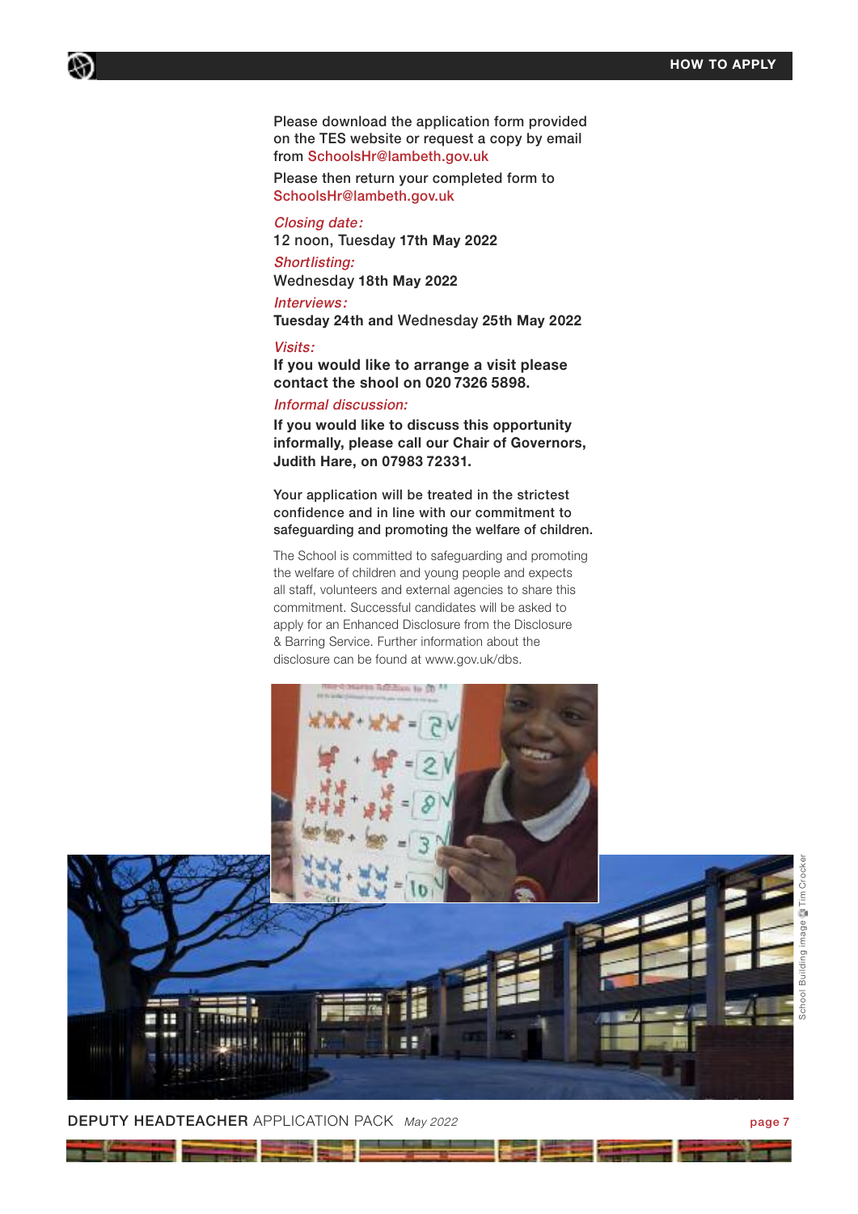## HOW TO APPLY

Please download the application form provided on the TES website or request a copy by email from SchoolsHr@lambeth.gov.uk

Please then return your completed form to SchoolsHr@lambeth.gov.uk

*Closing date:*
12 noon, Tuesday **17th May 2022**

*Shortlisting:*
Wednesday **18th May 2022**

*Interviews:*
**Tuesday 24th** and Wednesday **25th May 2022**

*Visits:*
**If you would like to arrange a visit please contact the shool on 020 7326 5898.**

*Informal discussion:*
**If you would like to discuss this opportunity informally, please call our Chair of Governors, Judith Hare, on 07983 72331.**

Your application will be treated in the strictest confidence and in line with our commitment to safeguarding and promoting the welfare of children.

The School is committed to safeguarding and promoting the welfare of children and young people and expects all staff, volunteers and external agencies to share this commitment. Successful candidates will be asked to apply for an Enhanced Disclosure from the Disclosure & Barring Service. Further information about the disclosure can be found at www.gov.uk/dbs.

School Building image © Tim Crocker